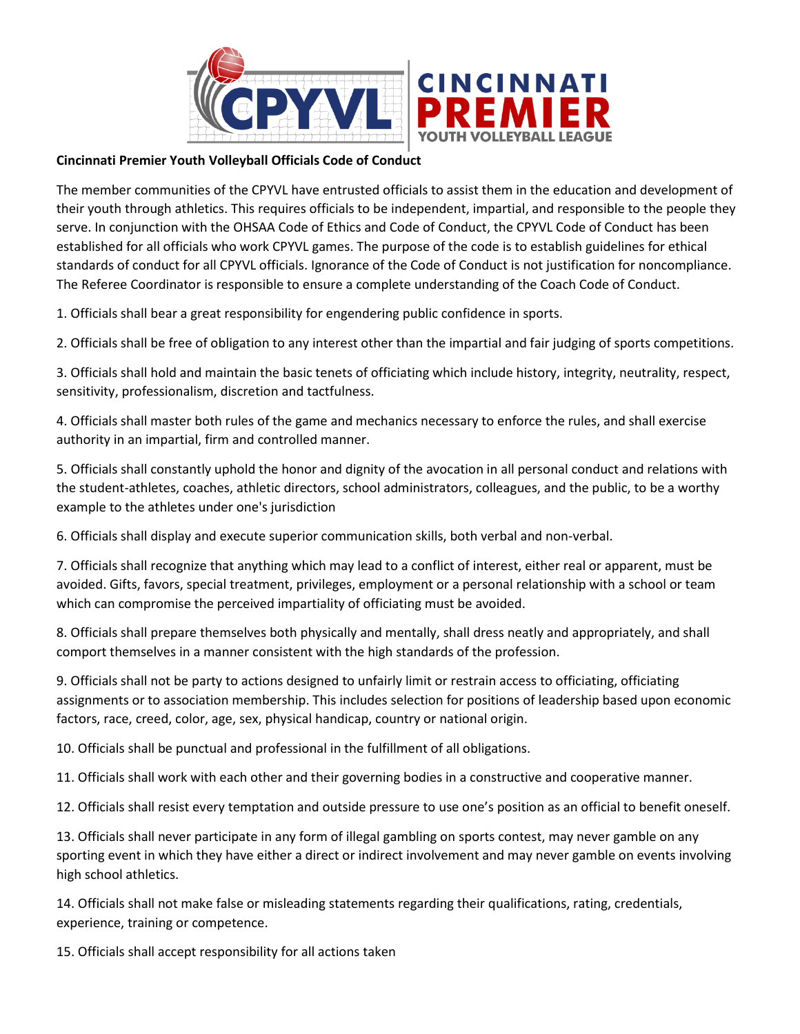CINCINNATI PREMIER YOUTH VOLLEYBALL LEAGUE

**Cincinnati Premier Youth Volleyball Officials Code of Conduct**

The member communities of the CPYVL have entrusted officials to assist them in the education and development of their youth through athletics. This requires officials to be independent, impartial, and responsible to the people they serve. In conjunction with the OHSAA Code of Ethics and Code of Conduct, the CPYVL Code of Conduct has been established for all officials who work CPYVL games. The purpose of the code is to establish guidelines for ethical standards of conduct for all CPYVL officials. Ignorance of the Code of Conduct is not justification for noncompliance. The Referee Coordinator is responsible to ensure a complete understanding of the Coach Code of Conduct.

1. Officials shall bear a great responsibility for engendering public confidence in sports.

2. Officials shall be free of obligation to any interest other than the impartial and fair judging of sports competitions.

3. Officials shall hold and maintain the basic tenets of officiating which include history, integrity, neutrality, respect, sensitivity, professionalism, discretion and tactfulness.

4. Officials shall master both rules of the game and mechanics necessary to enforce the rules, and shall exercise authority in an impartial, firm and controlled manner.

5. Officials shall constantly uphold the honor and dignity of the avocation in all personal conduct and relations with the student-athletes, coaches, athletic directors, school administrators, colleagues, and the public, to be a worthy example to the athletes under one's jurisdiction

6. Officials shall display and execute superior communication skills, both verbal and non-verbal.

7. Officials shall recognize that anything which may lead to a conflict of interest, either real or apparent, must be avoided. Gifts, favors, special treatment, privileges, employment or a personal relationship with a school or team which can compromise the perceived impartiality of officiating must be avoided.

8. Officials shall prepare themselves both physically and mentally, shall dress neatly and appropriately, and shall comport themselves in a manner consistent with the high standards of the profession.

9. Officials shall not be party to actions designed to unfairly limit or restrain access to officiating, officiating assignments or to association membership. This includes selection for positions of leadership based upon economic factors, race, creed, color, age, sex, physical handicap, country or national origin.

10. Officials shall be punctual and professional in the fulfillment of all obligations.

11. Officials shall work with each other and their governing bodies in a constructive and cooperative manner.

12. Officials shall resist every temptation and outside pressure to use one's position as an official to benefit oneself.

13. Officials shall never participate in any form of illegal gambling on sports contest, may never gamble on any sporting event in which they have either a direct or indirect involvement and may never gamble on events involving high school athletics.

14. Officials shall not make false or misleading statements regarding their qualifications, rating, credentials, experience, training or competence.

15. Officials shall accept responsibility for all actions taken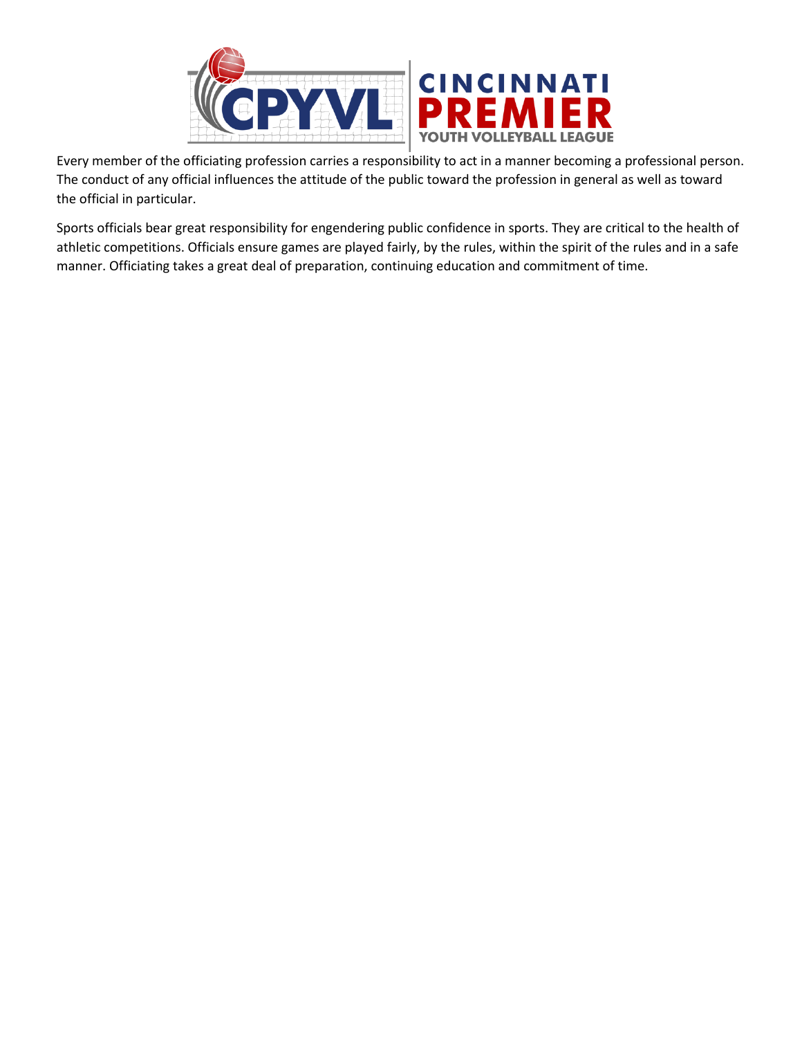Every member of the officiating profession carries a responsibility to act in a manner becoming a professional person. The conduct of any official influences the attitude of the public toward the profession in general as well as toward the official in particular.

Sports officials bear great responsibility for engendering public confidence in sports. They are critical to the health of athletic competitions. Officials ensure games are played fairly, by the rules, within the spirit of the rules and in a safe manner. Officiating takes a great deal of preparation, continuing education and commitment of time.